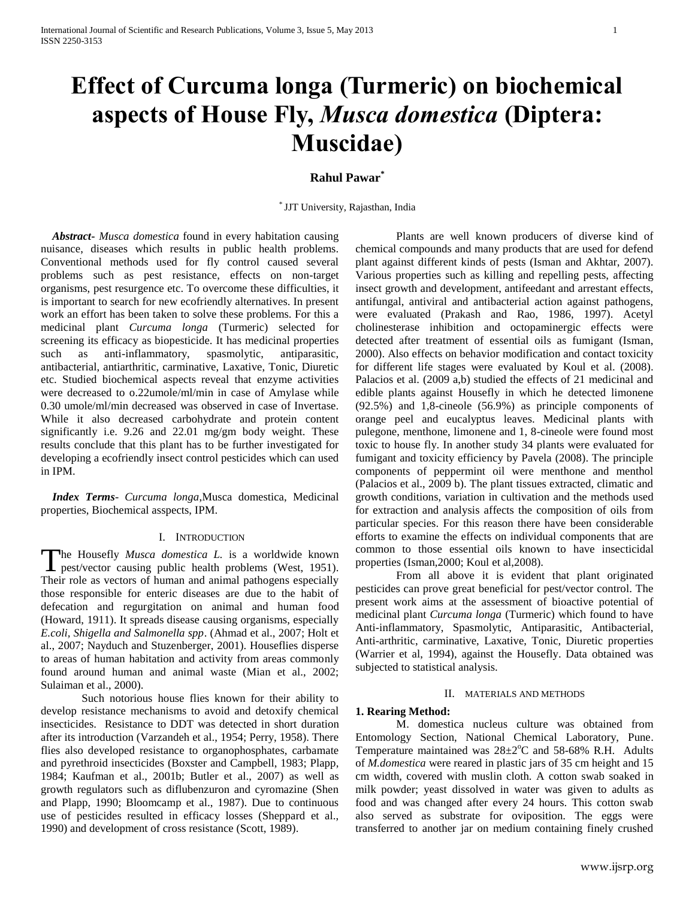# Effect of Curcuma longa (Turmeric) on biochemical aspects of House Fly, *Musca domestica* (Diptera: Muscidae)

**Rahul Pawar**[*]

[*] JJT University, Rajasthan, India

***Abstract-*** *Musca domestica* found in every habitation causing nuisance, diseases which results in public health problems. Conventional methods used for fly control caused several problems such as pest resistance, effects on non-target organisms, pest resurgence etc. To overcome these difficulties, it is important to search for new ecofriendly alternatives. In present work an effort has been taken to solve these problems. For this a medicinal plant *Curcuma longa* (Turmeric) selected for screening its efficacy as biopesticide. It has medicinal properties such as anti-inflammatory, spasmolytic, antiparasitic, antibacterial, antiarthritic, carminative, Laxative, Tonic, Diuretic etc. Studied biochemical aspects reveal that enzyme activities were decreased to o.22umole/ml/min in case of Amylase while 0.30 umole/ml/min decreased was observed in case of Invertase. While it also decreased carbohydrate and protein content significantly i.e. 9.26 and 22.01 mg/gm body weight. These results conclude that this plant has to be further investigated for developing a ecofriendly insect control pesticides which can used in IPM.

***Index Terms-*** *Curcuma longa*,Musca domestica, Medicinal properties, Biochemical asspects, IPM.

## I. Introduction

The Housefly *Musca domestica L.* is a worldwide known pest/vector causing public health problems (West, 1951). Their role as vectors of human and animal pathogens especially those responsible for enteric diseases are due to the habit of defecation and regurgitation on animal and human food (Howard, 1911). It spreads disease causing organisms, especially *E.coli, Shigella and Salmonella spp*. (Ahmad et al., 2007; Holt et al., 2007; Nayduch and Stuzenberger, 2001). Houseflies disperse to areas of human habitation and activity from areas commonly found around human and animal waste (Mian et al., 2002; Sulaiman et al., 2000).

Such notorious house flies known for their ability to develop resistance mechanisms to avoid and detoxify chemical insecticides. Resistance to DDT was detected in short duration after its introduction (Varzandeh et al., 1954; Perry, 1958). There flies also developed resistance to organophosphates, carbamate and pyrethroid insecticides (Boxster and Campbell, 1983; Plapp, 1984; Kaufman et al., 2001b; Butler et al., 2007) as well as growth regulators such as diflubenzuron and cyromazine (Shen and Plapp, 1990; Bloomcamp et al., 1987). Due to continuous use of pesticides resulted in efficacy losses (Sheppard et al., 1990) and development of cross resistance (Scott, 1989).

Plants are well known producers of diverse kind of chemical compounds and many products that are used for defend plant against different kinds of pests (Isman and Akhtar, 2007). Various properties such as killing and repelling pests, affecting insect growth and development, antifeedant and arrestant effects, antifungal, antiviral and antibacterial action against pathogens, were evaluated (Prakash and Rao, 1986, 1997). Acetyl cholinesterase inhibition and octopaminergic effects were detected after treatment of essential oils as fumigant (Isman, 2000). Also effects on behavior modification and contact toxicity for different life stages were evaluated by Koul et al. (2008). Palacios et al. (2009 a,b) studied the effects of 21 medicinal and edible plants against Housefly in which he detected limonene (92.5%) and 1,8-cineole (56.9%) as principle components of orange peel and eucalyptus leaves. Medicinal plants with pulegone, menthone, limonene and 1, 8-cineole were found most toxic to house fly. In another study 34 plants were evaluated for fumigant and toxicity efficiency by Pavela (2008). The principle components of peppermint oil were menthone and menthol (Palacios et al., 2009 b). The plant tissues extracted, climatic and growth conditions, variation in cultivation and the methods used for extraction and analysis affects the composition of oils from particular species. For this reason there have been considerable efforts to examine the effects on individual components that are common to those essential oils known to have insecticidal properties (Isman,2000; Koul et al,2008).

From all above it is evident that plant originated pesticides can prove great beneficial for pest/vector control. The present work aims at the assessment of bioactive potential of medicinal plant *Curcuma longa* (Turmeric) which found to have Anti-inflammatory, Spasmolytic, Antiparasitic, Antibacterial, Anti-arthritic, carminative, Laxative, Tonic, Diuretic properties (Warrier et al, 1994), against the Housefly. Data obtained was subjected to statistical analysis.

## II. Materials and Methods

**1. Rearing Method:**

M. domestica nucleus culture was obtained from Entomology Section, National Chemical Laboratory, Pune. Temperature maintained was 28±2$^{o}$C and 58-68% R.H. Adults of *M.domestica* were reared in plastic jars of 35 cm height and 15 cm width, covered with muslin cloth. A cotton swab soaked in milk powder; yeast dissolved in water was given to adults as food and was changed after every 24 hours. This cotton swab also served as substrate for oviposition. The eggs were transferred to another jar on medium containing finely crushed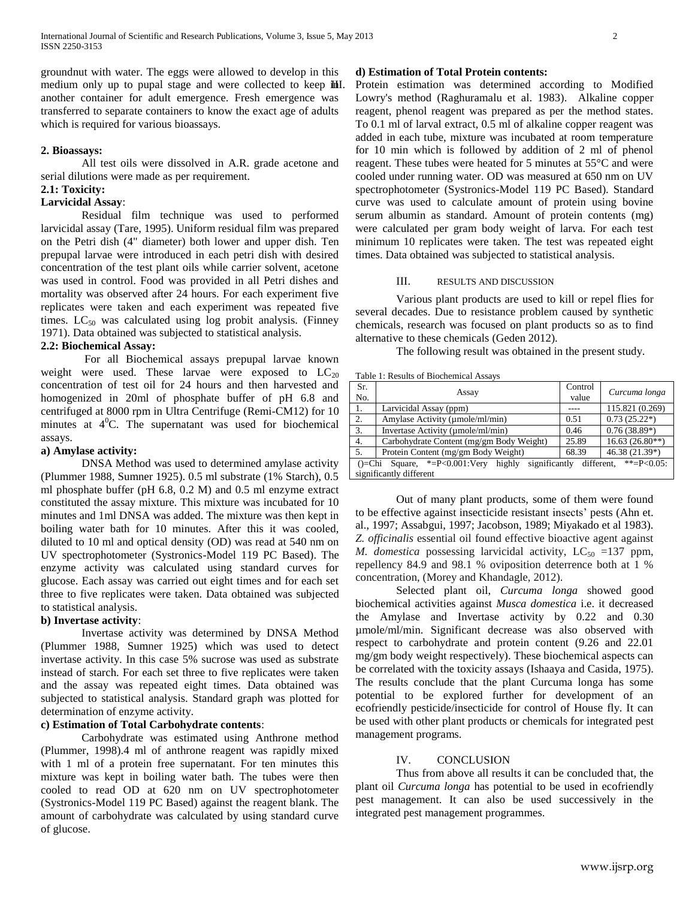groundnut with water. The eggs were allowed to develop in this medium only up to pupal stage and were collected to keep in another container for adult emergence. Fresh emergence was transferred to separate containers to know the exact age of adults which is required for various bioassays.

### 2. Bioassays:

All test oils were dissolved in A.R. grade acetone and serial dilutions were made as per requirement.

#### 2.1: Toxicity:

**Larvicidal Assay**:

Residual film technique was used to performed larvicidal assay (Tare, 1995). Uniform residual film was prepared on the Petri dish (4" diameter) both lower and upper dish. Ten prepupal larvae were introduced in each petri dish with desired concentration of the test plant oils while carrier solvent, acetone was used in control. Food was provided in all Petri dishes and mortality was observed after 24 hours. For each experiment five replicates were taken and each experiment was repeated five times. $LC_{50}$ was calculated using log probit analysis. (Finney 1971). Data obtained was subjected to statistical analysis.

#### 2.2: Biochemical Assay:

For all Biochemical assays prepupal larvae known weight were used. These larvae were exposed to $LC_{20}$ concentration of test oil for 24 hours and then harvested and homogenized in 20ml of phosphate buffer of pH 6.8 and centrifuged at 8000 rpm in Ultra Centrifuge (Remi-CM12) for 10 minutes at $4^0$C. The supernatant was used for biochemical assays.

**a) Amylase activity:**

DNSA Method was used to determined amylase activity (Plummer 1988, Sumner 1925). 0.5 ml substrate (1% Starch), 0.5 ml phosphate buffer (pH 6.8, 0.2 M) and 0.5 ml enzyme extract constituted the assay mixture. This mixture was incubated for 10 minutes and 1ml DNSA was added. The mixture was then kept in boiling water bath for 10 minutes. After this it was cooled, diluted to 10 ml and optical density (OD) was read at 540 nm on UV spectrophotometer (Systronics-Model 119 PC Based). The enzyme activity was calculated using standard curves for glucose. Each assay was carried out eight times and for each set three to five replicates were taken. Data obtained was subjected to statistical analysis.

**b) Invertase activity**:

Invertase activity was determined by DNSA Method (Plummer 1988, Sumner 1925) which was used to detect invertase activity. In this case 5% sucrose was used as substrate instead of starch. For each set three to five replicates were taken and the assay was repeated eight times. Data obtained was subjected to statistical analysis. Standard graph was plotted for determination of enzyme activity.

**c) Estimation of Total Carbohydrate contents**:

Carbohydrate was estimated using Anthrone method (Plummer, 1998).4 ml of anthrone reagent was rapidly mixed with 1 ml of a protein free supernatant. For ten minutes this mixture was kept in boiling water bath. The tubes were then cooled to read OD at 620 nm on UV spectrophotometer (Systronics-Model 119 PC Based) against the reagent blank. The amount of carbohydrate was calculated by using standard curve of glucose.

**d) Estimation of Total Protein contents:**

Protein estimation was determined according to Modified Lowry's method (Raghuramalu et al. 1983). Alkaline copper reagent, phenol reagent was prepared as per the method states. To 0.1 ml of larval extract, 0.5 ml of alkaline copper reagent was added in each tube, mixture was incubated at room temperature for 10 min which is followed by addition of 2 ml of phenol reagent. These tubes were heated for 5 minutes at 55°C and were cooled under running water. OD was measured at 650 nm on UV spectrophotometer (Systronics-Model 119 PC Based). Standard curve was used to calculate amount of protein using bovine serum albumin as standard. Amount of protein contents (mg) were calculated per gram body weight of larva. For each test minimum 10 replicates were taken. The test was repeated eight times. Data obtained was subjected to statistical analysis.

## III. RESULTS AND DISCUSSION

Various plant products are used to kill or repel flies for several decades. Due to resistance problem caused by synthetic chemicals, research was focused on plant products so as to find alternative to these chemicals (Geden 2012).

The following result was obtained in the present study.

Table 1: Results of Biochemical Assays

| Sr. No. | Assay | Control value | *Curcuma longa* |
|---|---|---|---|
| 1. | Larvicidal Assay (ppm) | ---- | 115.821 (0.269) |
| 2. | Amylase Activity (µmole/ml/min) | 0.51 | 0.73 (25.22*) |
| 3. | Invertase Activity (µmole/ml/min) | 0.46 | 0.76 (38.89*) |
| 4. | Carbohydrate Content (mg/gm Body Weight) | 25.89 | 16.63 (26.80**) |
| 5. | Protein Content (mg/gm Body Weight) | 68.39 | 46.38 (21.39*) |

()=Chi Square, *=P<0.001:Very highly significantly different, **=P<0.05: significantly different

Out of many plant products, some of them were found to be effective against insecticide resistant insects' pests (Ahn et. al., 1997; Assabgui, 1997; Jacobson, 1989; Miyakado et al 1983). *Z. officinalis* essential oil found effective bioactive agent against *M. domestica* possessing larvicidal activity, $LC_{50}$ =137 ppm, repellency 84.9 and 98.1 % oviposition deterrence both at 1 % concentration, (Morey and Khandagle, 2012).

Selected plant oil, *Curcuma longa* showed good biochemical activities against *Musca domestica* i.e. it decreased the Amylase and Invertase activity by 0.22 and 0.30 µmole/ml/min. Significant decrease was also observed with respect to carbohydrate and protein content (9.26 and 22.01 mg/gm body weight respectively). These biochemical aspects can be correlated with the toxicity assays (Ishaaya and Casida, 1975). The results conclude that the plant Curcuma longa has some potential to be explored further for development of an ecofriendly pesticide/insecticide for control of House fly. It can be used with other plant products or chemicals for integrated pest management programs.

## IV. CONCLUSION

Thus from above all results it can be concluded that, the plant oil *Curcuma longa* has potential to be used in ecofriendly pest management. It can also be used successively in the integrated pest management programmes.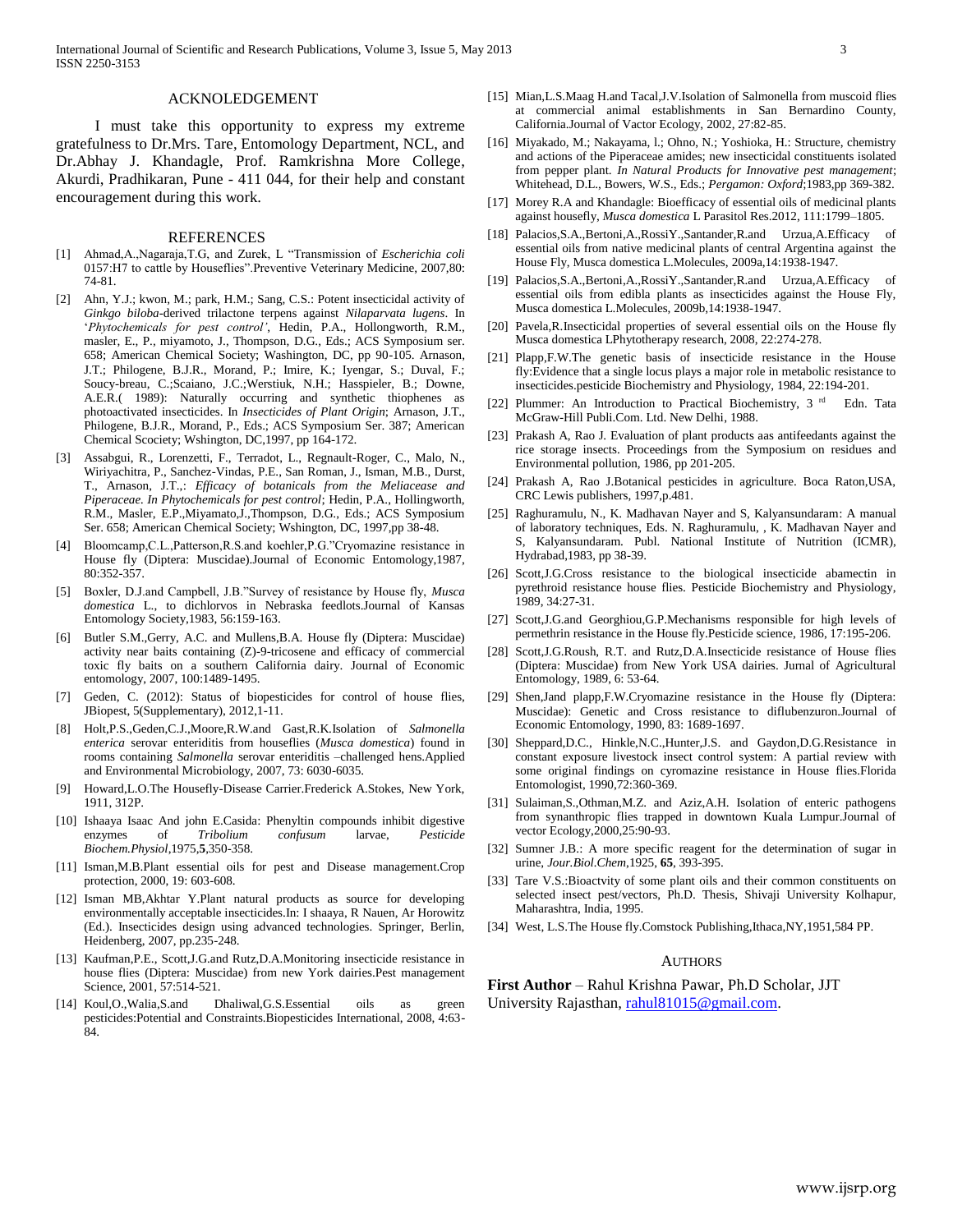## ACKNOLEDGEMENT

I must take this opportunity to express my extreme gratefulness to Dr.Mrs. Tare, Entomology Department, NCL, and Dr.Abhay J. Khandagle, Prof. Ramkrishna More College, Akurdi, Pradhikaran, Pune - 411 044, for their help and constant encouragement during this work.

## REFERENCES

[1] Ahmad,A.,Nagaraja,T.G, and Zurek, L "Transmission of *Escherichia coli* 0157:H7 to cattle by Houseflies".Preventive Veterinary Medicine, 2007,80: 74-81.

[2] Ahn, Y.J.; kwon, M.; park, H.M.; Sang, C.S.: Potent insecticidal activity of *Ginkgo biloba*-derived trilactone terpens against *Nilaparvata lugens*. In '*Phytochemicals for pest control'*, Hedin, P.A., Hollongworth, R.M., masler, E., P., miyamoto, J., Thompson, D.G., Eds.; ACS Symposium ser. 658; American Chemical Society; Washington, DC, pp 90-105. Arnason, J.T.; Philogene, B.J.R., Morand, P.; Imire, K.; Iyengar, S.; Duval, F.; Soucy-breau, C.;Scaiano, J.C.;Werstiuk, N.H.; Hasspieler, B.; Downe, A.E.R.( 1989): Naturally occurring and synthetic thiophenes as photoactivated insecticides. In *Insecticides of Plant Origin*; Arnason, J.T., Philogene, B.J.R., Morand, P., Eds.; ACS Symposium Ser. 387; American Chemical Scociety; Wshington, DC,1997, pp 164-172.

[3] Assabgui, R., Lorenzetti, F., Terradot, L., Regnault-Roger, C., Malo, N., Wiriyachitra, P., Sanchez-Vindas, P.E., San Roman, J., Isman, M.B., Durst, T., Arnason, J.T.,: *Efficacy of botanicals from the Meliacease and Piperaceae. In Phytochemicals for pest control*; Hedin, P.A., Hollingworth, R.M., Masler, E.P.,Miyamato,J.,Thompson, D.G., Eds.; ACS Symposium Ser. 658; American Chemical Society; Wshington, DC, 1997,pp 38-48.

[4] Bloomcamp,C.L.,Patterson,R.S.and koehler,P.G."Cryomazine resistance in House fly (Diptera: Muscidae).Journal of Economic Entomology,1987, 80:352-357.

[5] Boxler, D.J.and Campbell, J.B."Survey of resistance by House fly, *Musca domestica* L., to dichlorvos in Nebraska feedlots.Journal of Kansas Entomology Society,1983, 56:159-163.

[6] Butler S.M.,Gerry, A.C. and Mullens,B.A. House fly (Diptera: Muscidae) activity near baits containing (Z)-9-tricosene and efficacy of commercial toxic fly baits on a southern California dairy. Journal of Economic entomology, 2007, 100:1489-1495.

[7] Geden, C. (2012): Status of biopesticides for control of house flies, JBiopest, 5(Supplementary), 2012,1-11.

[8] Holt,P.S.,Geden,C.J.,Moore,R.W.and Gast,R.K.Isolation of *Salmonella enterica* serovar enteriditis from houseflies (*Musca domestica*) found in rooms containing *Salmonella* serovar enteriditis –challenged hens.Applied and Environmental Microbiology, 2007, 73: 6030-6035.

[9] Howard,L.O.The Housefly-Disease Carrier.Frederick A.Stokes, New York, 1911, 312P.

[10] Ishaaya Isaac And john E.Casida: Phenyltin compounds inhibit digestive enzymes of *Tribolium confusum* larvae, *Pesticide Biochem.Physiol*,1975,**5**,350-358.

[11] Isman,M.B.Plant essential oils for pest and Disease management.Crop protection, 2000, 19: 603-608.

[12] Isman MB,Akhtar Y.Plant natural products as source for developing environmentally acceptable insecticides.In: I shaaya, R Nauen, Ar Horowitz (Ed.). Insecticides design using advanced technologies. Springer, Berlin, Heidenberg, 2007, pp.235-248.

[13] Kaufman,P.E., Scott,J.G.and Rutz,D.A.Monitoring insecticide resistance in house flies (Diptera: Muscidae) from new York dairies.Pest management Science, 2001, 57:514-521.

[14] Koul,O.,Walia,S.and Dhaliwal,G.S.Essential oils as green pesticides:Potential and Constraints.Biopesticides International, 2008, 4:63-84.

[15] Mian,L.S.Maag H.and Tacal,J.V.Isolation of Salmonella from muscoid flies at commercial animal establishments in San Bernardino County, California.Journal of Vactor Ecology, 2002, 27:82-85.

[16] Miyakado, M.; Nakayama, l.; Ohno, N.; Yoshioka, H.: Structure, chemistry and actions of the Piperaceae amides; new insecticidal constituents isolated from pepper plant. *In Natural Products for Innovative pest management*; Whitehead, D.L., Bowers, W.S., Eds.; *Pergamon: Oxford*;1983,pp 369-382.

[17] Morey R.A and Khandagle: Bioefficacy of essential oils of medicinal plants against housefly, *Musca domestica* L Parasitol Res.2012, 111:1799–1805.

[18] Palacios,S.A.,Bertoni,A.,RossiY.,Santander,R.and Urzua,A.Efficacy of essential oils from native medicinal plants of central Argentina against the House Fly, Musca domestica L.Molecules, 2009a,14:1938-1947.

[19] Palacios,S.A.,Bertoni,A.,RossiY.,Santander,R.and Urzua,A.Efficacy of essential oils from edibla plants as insecticides against the House Fly, Musca domestica L.Molecules, 2009b,14:1938-1947.

[20] Pavela,R.Insecticidal properties of several essential oils on the House fly Musca domestica LPhytotherapy research, 2008, 22:274-278.

[21] Plapp,F.W.The genetic basis of insecticide resistance in the House fly:Evidence that a single locus plays a major role in metabolic resistance to insecticides.pesticide Biochemistry and Physiology, 1984, 22:194-201.

[22] Plummer: An Introduction to Practical Biochemistry, 3 rd Edn. Tata McGraw-Hill Publi.Com. Ltd. New Delhi, 1988.

[23] Prakash A, Rao J. Evaluation of plant products aas antifeedants against the rice storage insects. Proceedings from the Symposium on residues and Environmental pollution, 1986, pp 201-205.

[24] Prakash A, Rao J.Botanical pesticides in agriculture. Boca Raton,USA, CRC Lewis publishers, 1997,p.481.

[25] Raghuramulu, N., K. Madhavan Nayer and S, Kalyansundaram: A manual of laboratory techniques, Eds. N. Raghuramulu, , K. Madhavan Nayer and S, Kalyansundaram. Publ. National Institute of Nutrition (ICMR), Hydrabad,1983, pp 38-39.

[26] Scott,J.G.Cross resistance to the biological insecticide abamectin in pyrethroid resistance house flies. Pesticide Biochemistry and Physiology, 1989, 34:27-31.

[27] Scott,J.G.and Georghiou,G.P.Mechanisms responsible for high levels of permethrin resistance in the House fly.Pesticide science, 1986, 17:195-206.

[28] Scott,J.G.Roush, R.T. and Rutz,D.A.Insecticide resistance of House flies (Diptera: Muscidae) from New York USA dairies. Jurnal of Agricultural Entomology, 1989, 6: 53-64.

[29] Shen,Jand plapp,F.W.Cryomazine resistance in the House fly (Diptera: Muscidae): Genetic and Cross resistance to diflubenzuron.Journal of Economic Entomology, 1990, 83: 1689-1697.

[30] Sheppard,D.C., Hinkle,N.C.,Hunter,J.S. and Gaydon,D.G.Resistance in constant exposure livestock insect control system: A partial review with some original findings on cyromazine resistance in House flies.Florida Entomologist, 1990,72:360-369.

[31] Sulaiman,S.,Othman,M.Z. and Aziz,A.H. Isolation of enteric pathogens from synanthropic flies trapped in downtown Kuala Lumpur.Journal of vector Ecology,2000,25:90-93.

[32] Sumner J.B.: A more specific reagent for the determination of sugar in urine, *Jour.Biol.Chem*,1925, **65**, 393-395.

[33] Tare V.S.:Bioactvity of some plant oils and their common constituents on selected insect pest/vectors, Ph.D. Thesis, Shivaji University Kolhapur, Maharashtra, India, 1995.

[34] West, L.S.The House fly.Comstock Publishing,Ithaca,NY,1951,584 PP.

## AUTHORS

**First Author** – Rahul Krishna Pawar, Ph.D Scholar, JJT University Rajasthan, rahul81015@gmail.com.